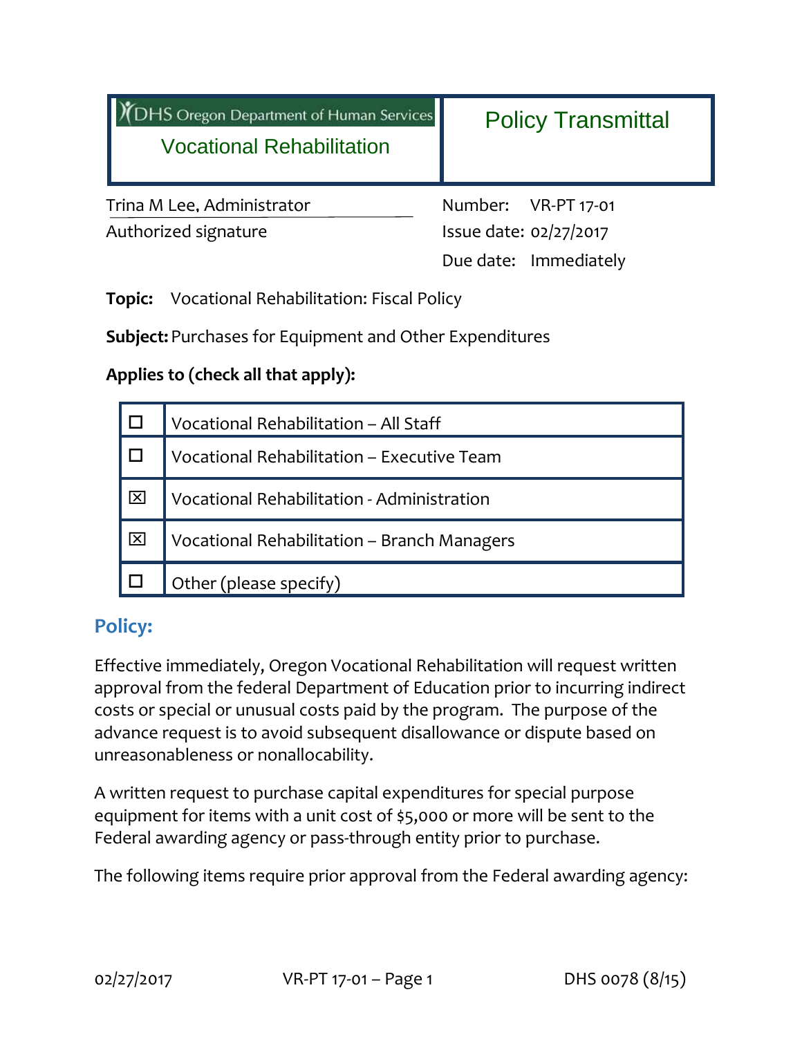| DHS Oregon Department of Human Services<br>Vocational Rehabilitation | Policy Transmittal |
|---|---|

Trina M Lee, Administrator
Authorized signature

Number: VR-PT 17-01
Issue date: 02/27/2017
Due date: Immediately

**Topic:** Vocational Rehabilitation: Fiscal Policy

**Subject:** Purchases for Equipment and Other Expenditures

**Applies to (check all that apply):**

| | |
|---|---|
| ☐ | Vocational Rehabilitation – All Staff |
| ☐ | Vocational Rehabilitation – Executive Team |
| ☒ | Vocational Rehabilitation - Administration |
| ☒ | Vocational Rehabilitation – Branch Managers |
| ☐ | Other (please specify) |

## Policy:

Effective immediately, Oregon Vocational Rehabilitation will request written approval from the federal Department of Education prior to incurring indirect costs or special or unusual costs paid by the program. The purpose of the advance request is to avoid subsequent disallowance or dispute based on unreasonableness or nonallocability.

A written request to purchase capital expenditures for special purpose equipment for items with a unit cost of $5,000 or more will be sent to the Federal awarding agency or pass-through entity prior to purchase.

The following items require prior approval from the Federal awarding agency: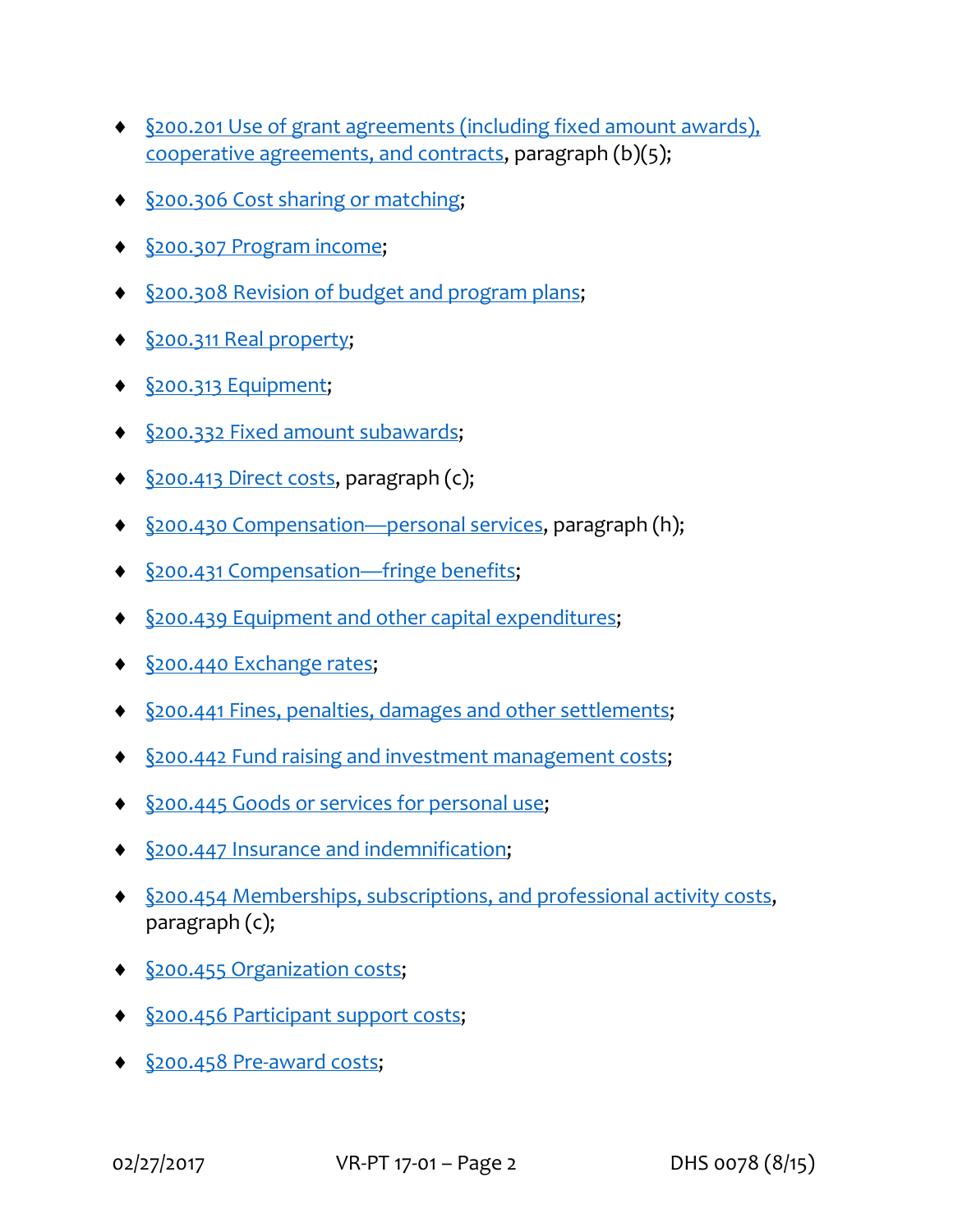- §200.201 Use of grant agreements (including fixed amount awards), cooperative agreements, and contracts, paragraph (b)(5);
- §200.306 Cost sharing or matching;
- §200.307 Program income;
- §200.308 Revision of budget and program plans;
- §200.311 Real property;
- §200.313 Equipment;
- §200.332 Fixed amount subawards;
- §200.413 Direct costs, paragraph (c);
- §200.430 Compensation—personal services, paragraph (h);
- §200.431 Compensation—fringe benefits;
- §200.439 Equipment and other capital expenditures;
- §200.440 Exchange rates;
- §200.441 Fines, penalties, damages and other settlements;
- §200.442 Fund raising and investment management costs;
- §200.445 Goods or services for personal use;
- §200.447 Insurance and indemnification;
- §200.454 Memberships, subscriptions, and professional activity costs, paragraph (c);
- §200.455 Organization costs;
- §200.456 Participant support costs;
- §200.458 Pre-award costs;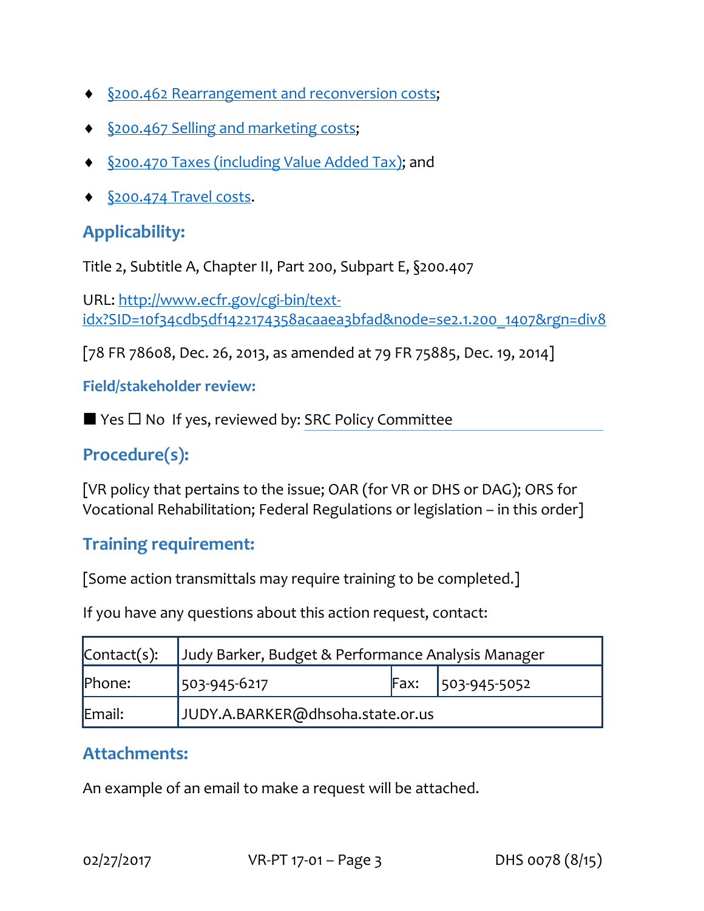- [§200.462 Rearrangement and reconversion costs](#);
- [§200.467 Selling and marketing costs](#);
- [§200.470 Taxes (including Value Added Tax)](#); and
- [§200.474 Travel costs](#).

## Applicability:

Title 2, Subtitle A, Chapter II, Part 200, Subpart E, §200.407

URL: http://www.ecfr.gov/cgi-bin/text-idx?SID=10f34cdb5df1422174358acaaea3bfad&node=se2.1.200_1407&rgn=div8

[78 FR 78608, Dec. 26, 2013, as amended at 79 FR 75885, Dec. 19, 2014]

### Field/stakeholder review:

■ Yes ☐ No If yes, reviewed by: SRC Policy Committee

## Procedure(s):

[VR policy that pertains to the issue; OAR (for VR or DHS or DAG); ORS for Vocational Rehabilitation; Federal Regulations or legislation – in this order]

## Training requirement:

[Some action transmittals may require training to be completed.]

If you have any questions about this action request, contact:

| | | | |
|---|---|---|---|
| Contact(s): | Judy Barker, Budget & Performance Analysis Manager | | |
| Phone: | 503-945-6217 | Fax: | 503-945-5052 |
| Email: | JUDY.A.BARKER@dhsoha.state.or.us | | |

## Attachments:

An example of an email to make a request will be attached.